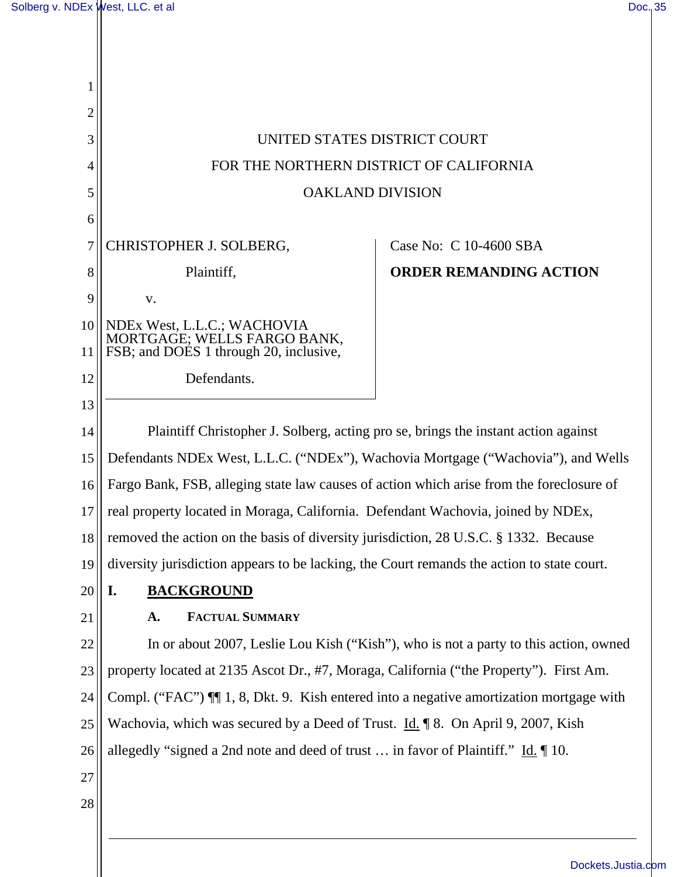UNITED STATES DISTRICT COURT

FOR THE NORTHERN DISTRICT OF CALIFORNIA

OAKLAND DIVISION

| | |
|---|---|
| CHRISTOPHER J. SOLBERG, Plaintiff, v. NDEx West, L.L.C.; WACHOVIA MORTGAGE; WELLS FARGO BANK, FSB; and DOES 1 through 20, inclusive, Defendants. | Case No: C 10-4600 SBA **ORDER REMANDING ACTION** |

Plaintiff Christopher J. Solberg, acting pro se, brings the instant action against Defendants NDEx West, L.L.C. ("NDEx"), Wachovia Mortgage ("Wachovia"), and Wells Fargo Bank, FSB, alleging state law causes of action which arise from the foreclosure of real property located in Moraga, California. Defendant Wachovia, joined by NDEx, removed the action on the basis of diversity jurisdiction, 28 U.S.C. § 1332. Because diversity jurisdiction appears to be lacking, the Court remands the action to state court.

## I. BACKGROUND

### A. FACTUAL SUMMARY

In or about 2007, Leslie Lou Kish ("Kish"), who is not a party to this action, owned property located at 2135 Ascot Dr., #7, Moraga, California ("the Property"). First Am. Compl. ("FAC") ¶¶ 1, 8, Dkt. 9. Kish entered into a negative amortization mortgage with Wachovia, which was secured by a Deed of Trust. Id. ¶ 8. On April 9, 2007, Kish allegedly "signed a 2nd note and deed of trust … in favor of Plaintiff." Id. ¶ 10.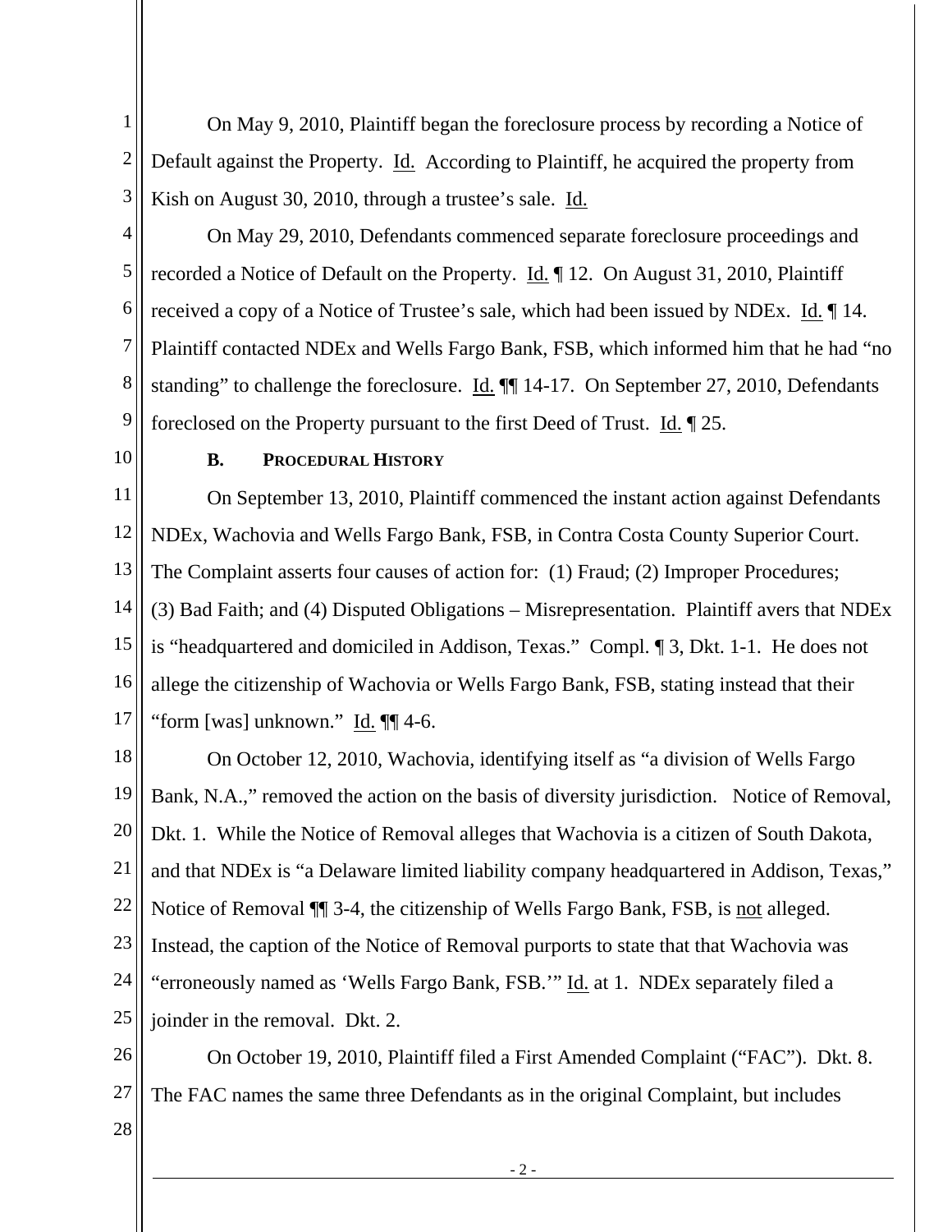On May 9, 2010, Plaintiff began the foreclosure process by recording a Notice of Default against the Property. Id. According to Plaintiff, he acquired the property from Kish on August 30, 2010, through a trustee's sale. Id.

On May 29, 2010, Defendants commenced separate foreclosure proceedings and recorded a Notice of Default on the Property. Id. ¶ 12. On August 31, 2010, Plaintiff received a copy of a Notice of Trustee's sale, which had been issued by NDEx. Id. ¶ 14. Plaintiff contacted NDEx and Wells Fargo Bank, FSB, which informed him that he had "no standing" to challenge the foreclosure. Id. ¶¶ 14-17. On September 27, 2010, Defendants foreclosed on the Property pursuant to the first Deed of Trust. Id. ¶ 25.

### B. PROCEDURAL HISTORY

On September 13, 2010, Plaintiff commenced the instant action against Defendants NDEx, Wachovia and Wells Fargo Bank, FSB, in Contra Costa County Superior Court. The Complaint asserts four causes of action for: (1) Fraud; (2) Improper Procedures; (3) Bad Faith; and (4) Disputed Obligations – Misrepresentation. Plaintiff avers that NDEx is "headquartered and domiciled in Addison, Texas." Compl. ¶ 3, Dkt. 1-1. He does not allege the citizenship of Wachovia or Wells Fargo Bank, FSB, stating instead that their "form [was] unknown." Id. ¶¶ 4-6.

On October 12, 2010, Wachovia, identifying itself as "a division of Wells Fargo Bank, N.A.," removed the action on the basis of diversity jurisdiction. Notice of Removal, Dkt. 1. While the Notice of Removal alleges that Wachovia is a citizen of South Dakota, and that NDEx is "a Delaware limited liability company headquartered in Addison, Texas," Notice of Removal ¶¶ 3-4, the citizenship of Wells Fargo Bank, FSB, is not alleged. Instead, the caption of the Notice of Removal purports to state that that Wachovia was "erroneously named as 'Wells Fargo Bank, FSB.'" Id. at 1. NDEx separately filed a joinder in the removal. Dkt. 2.

On October 19, 2010, Plaintiff filed a First Amended Complaint ("FAC"). Dkt. 8. The FAC names the same three Defendants as in the original Complaint, but includes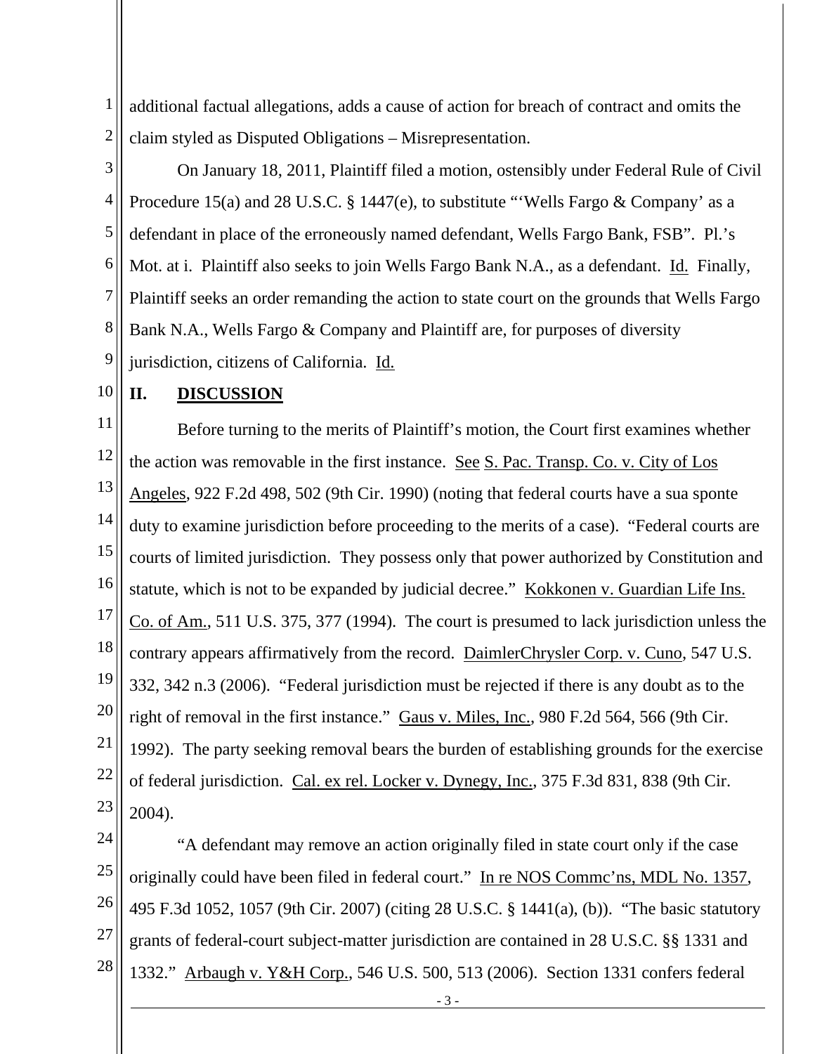additional factual allegations, adds a cause of action for breach of contract and omits the claim styled as Disputed Obligations – Misrepresentation.

On January 18, 2011, Plaintiff filed a motion, ostensibly under Federal Rule of Civil Procedure 15(a) and 28 U.S.C. § 1447(e), to substitute "'Wells Fargo & Company' as a defendant in place of the erroneously named defendant, Wells Fargo Bank, FSB". Pl.'s Mot. at i. Plaintiff also seeks to join Wells Fargo Bank N.A., as a defendant. Id. Finally, Plaintiff seeks an order remanding the action to state court on the grounds that Wells Fargo Bank N.A., Wells Fargo & Company and Plaintiff are, for purposes of diversity jurisdiction, citizens of California. Id.

## II. DISCUSSION

Before turning to the merits of Plaintiff's motion, the Court first examines whether the action was removable in the first instance. See S. Pac. Transp. Co. v. City of Los Angeles, 922 F.2d 498, 502 (9th Cir. 1990) (noting that federal courts have a sua sponte duty to examine jurisdiction before proceeding to the merits of a case). "Federal courts are courts of limited jurisdiction. They possess only that power authorized by Constitution and statute, which is not to be expanded by judicial decree." Kokkonen v. Guardian Life Ins. Co. of Am., 511 U.S. 375, 377 (1994). The court is presumed to lack jurisdiction unless the contrary appears affirmatively from the record. DaimlerChrysler Corp. v. Cuno, 547 U.S. 332, 342 n.3 (2006). "Federal jurisdiction must be rejected if there is any doubt as to the right of removal in the first instance." Gaus v. Miles, Inc., 980 F.2d 564, 566 (9th Cir. 1992). The party seeking removal bears the burden of establishing grounds for the exercise of federal jurisdiction. Cal. ex rel. Locker v. Dynegy, Inc., 375 F.3d 831, 838 (9th Cir. 2004).

"A defendant may remove an action originally filed in state court only if the case originally could have been filed in federal court." In re NOS Commc'ns, MDL No. 1357, 495 F.3d 1052, 1057 (9th Cir. 2007) (citing 28 U.S.C. § 1441(a), (b)). "The basic statutory grants of federal-court subject-matter jurisdiction are contained in 28 U.S.C. §§ 1331 and 1332." Arbaugh v. Y&H Corp., 546 U.S. 500, 513 (2006). Section 1331 confers federal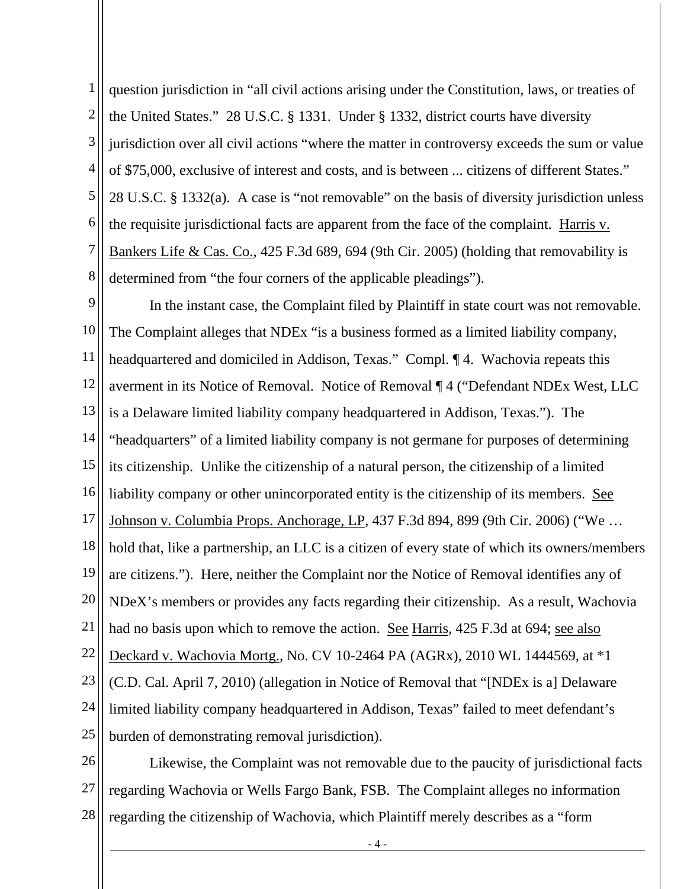question jurisdiction in "all civil actions arising under the Constitution, laws, or treaties of the United States." 28 U.S.C. § 1331. Under § 1332, district courts have diversity jurisdiction over all civil actions "where the matter in controversy exceeds the sum or value of $75,000, exclusive of interest and costs, and is between ... citizens of different States." 28 U.S.C. § 1332(a). A case is "not removable" on the basis of diversity jurisdiction unless the requisite jurisdictional facts are apparent from the face of the complaint. Harris v. Bankers Life & Cas. Co., 425 F.3d 689, 694 (9th Cir. 2005) (holding that removability is determined from "the four corners of the applicable pleadings").

In the instant case, the Complaint filed by Plaintiff in state court was not removable. The Complaint alleges that NDEx "is a business formed as a limited liability company, headquartered and domiciled in Addison, Texas." Compl. ¶ 4. Wachovia repeats this averment in its Notice of Removal. Notice of Removal ¶ 4 ("Defendant NDEx West, LLC is a Delaware limited liability company headquartered in Addison, Texas."). The "headquarters" of a limited liability company is not germane for purposes of determining its citizenship. Unlike the citizenship of a natural person, the citizenship of a limited liability company or other unincorporated entity is the citizenship of its members. See Johnson v. Columbia Props. Anchorage, LP, 437 F.3d 894, 899 (9th Cir. 2006) ("We … hold that, like a partnership, an LLC is a citizen of every state of which its owners/members are citizens."). Here, neither the Complaint nor the Notice of Removal identifies any of NDeX's members or provides any facts regarding their citizenship. As a result, Wachovia had no basis upon which to remove the action. See Harris, 425 F.3d at 694; see also Deckard v. Wachovia Mortg., No. CV 10-2464 PA (AGRx), 2010 WL 1444569, at *1 (C.D. Cal. April 7, 2010) (allegation in Notice of Removal that "[NDEx is a] Delaware limited liability company headquartered in Addison, Texas" failed to meet defendant's burden of demonstrating removal jurisdiction).

Likewise, the Complaint was not removable due to the paucity of jurisdictional facts regarding Wachovia or Wells Fargo Bank, FSB. The Complaint alleges no information regarding the citizenship of Wachovia, which Plaintiff merely describes as a "form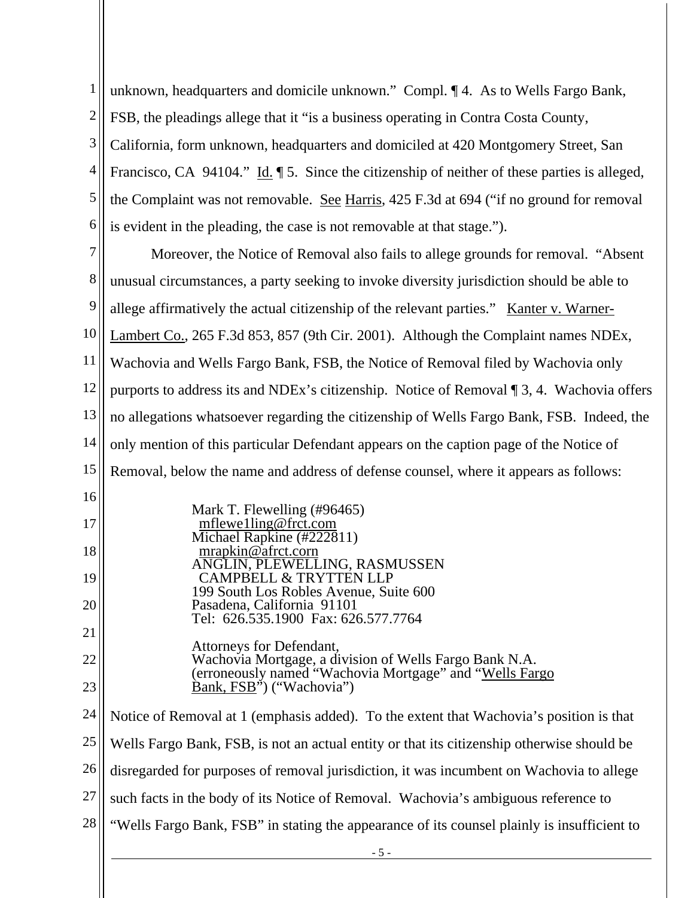unknown, headquarters and domicile unknown." Compl. ¶ 4. As to Wells Fargo Bank, FSB, the pleadings allege that it "is a business operating in Contra Costa County, California, form unknown, headquarters and domiciled at 420 Montgomery Street, San Francisco, CA 94104." Id. ¶ 5. Since the citizenship of neither of these parties is alleged, the Complaint was not removable. See Harris, 425 F.3d at 694 ("if no ground for removal is evident in the pleading, the case is not removable at that stage.").

Moreover, the Notice of Removal also fails to allege grounds for removal. "Absent unusual circumstances, a party seeking to invoke diversity jurisdiction should be able to allege affirmatively the actual citizenship of the relevant parties." Kanter v. Warner-Lambert Co., 265 F.3d 853, 857 (9th Cir. 2001). Although the Complaint names NDEx, Wachovia and Wells Fargo Bank, FSB, the Notice of Removal filed by Wachovia only purports to address its and NDEx's citizenship. Notice of Removal ¶ 3, 4. Wachovia offers no allegations whatsoever regarding the citizenship of Wells Fargo Bank, FSB. Indeed, the only mention of this particular Defendant appears on the caption page of the Notice of Removal, below the name and address of defense counsel, where it appears as follows:

> Mark T. Flewelling (#96465)
> mflewe1ling@frct.com
> Michael Rapkine (#222811)
> mrapkin@afrct.corn
> ANGLIN, PLEWELLING, RASMUSSEN
> CAMPBELL & TRYTTEN LLP
> 199 South Los Robles Avenue, Suite 600
> Pasadena, California 91101
> Tel: 626.535.1900 Fax: 626.577.7764
>
> Attorneys for Defendant,
> Wachovia Mortgage, a division of Wells Fargo Bank N.A.
> (erroneously named "Wachovia Mortgage" and "Wells Fargo Bank, FSB") ("Wachovia")

Notice of Removal at 1 (emphasis added). To the extent that Wachovia's position is that Wells Fargo Bank, FSB, is not an actual entity or that its citizenship otherwise should be disregarded for purposes of removal jurisdiction, it was incumbent on Wachovia to allege such facts in the body of its Notice of Removal. Wachovia's ambiguous reference to "Wells Fargo Bank, FSB" in stating the appearance of its counsel plainly is insufficient to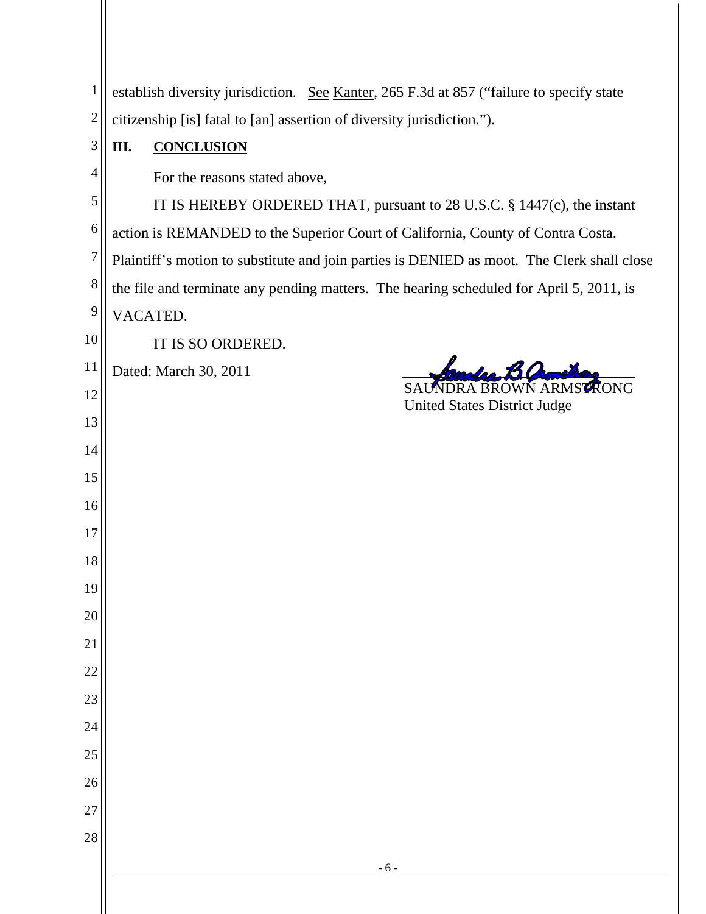establish diversity jurisdiction. See Kanter, 265 F.3d at 857 ("failure to specify state citizenship [is] fatal to [an] assertion of diversity jurisdiction.").

## III. CONCLUSION

For the reasons stated above,

IT IS HEREBY ORDERED THAT, pursuant to 28 U.S.C. § 1447(c), the instant action is REMANDED to the Superior Court of California, County of Contra Costa. Plaintiff's motion to substitute and join parties is DENIED as moot. The Clerk shall close the file and terminate any pending matters. The hearing scheduled for April 5, 2011, is VACATED.

IT IS SO ORDERED.

Dated: March 30, 2011

SAUNDRA BROWN ARMSTRONG
United States District Judge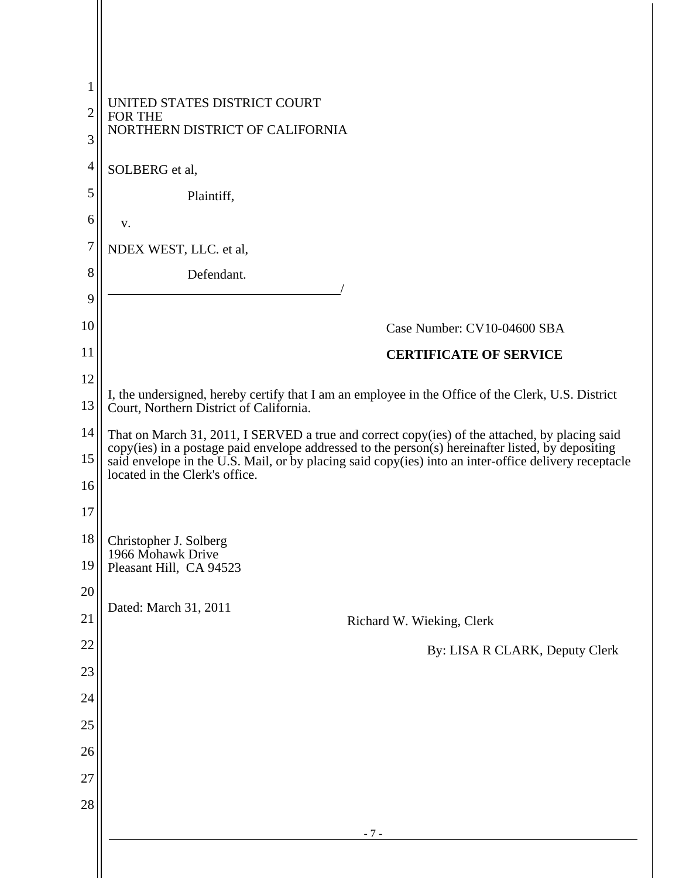UNITED STATES DISTRICT COURT
FOR THE
NORTHERN DISTRICT OF CALIFORNIA

SOLBERG et al,

Plaintiff,

v.

NDEX WEST, LLC. et al,

Defendant.
_______________________________/

Case Number: CV10-04600 SBA

**CERTIFICATE OF SERVICE**

I, the undersigned, hereby certify that I am an employee in the Office of the Clerk, U.S. District Court, Northern District of California.

That on March 31, 2011, I SERVED a true and correct copy(ies) of the attached, by placing said copy(ies) in a postage paid envelope addressed to the person(s) hereinafter listed, by depositing said envelope in the U.S. Mail, or by placing said copy(ies) into an inter-office delivery receptacle located in the Clerk's office.

Christopher J. Solberg
1966 Mohawk Drive
Pleasant Hill, CA 94523

Dated: March 31, 2011

Richard W. Wieking, Clerk

By: LISA R CLARK, Deputy Clerk